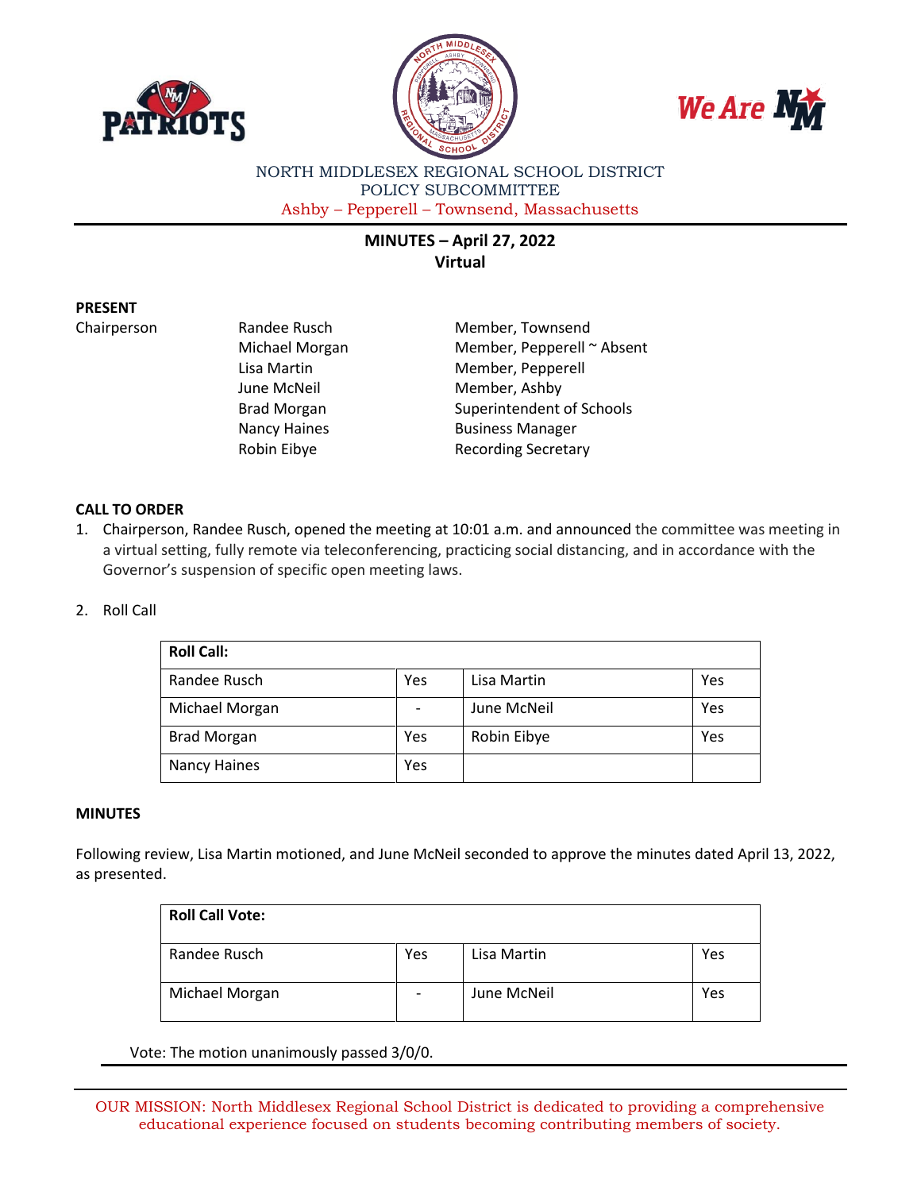NORTH MIDDLESEX REGIONAL SCHOOL DISTRICT
POLICY SUBCOMMITTEE
Ashby – Pepperell – Townsend, Massachusetts

# MINUTES – April 27, 2022
## Virtual

**PRESENT**

| | | |
|---|---|---|
| Chairperson | Randee Rusch | Member, Townsend |
| | Michael Morgan | Member, Pepperell ~ Absent |
| | Lisa Martin | Member, Pepperell |
| | June McNeil | Member, Ashby |
| | Brad Morgan | Superintendent of Schools |
| | Nancy Haines | Business Manager |
| | Robin Eibye | Recording Secretary |

**CALL TO ORDER**

1. Chairperson, Randee Rusch, opened the meeting at 10:01 a.m. and announced the committee was meeting in a virtual setting, fully remote via teleconferencing, practicing social distancing, and in accordance with the Governor's suspension of specific open meeting laws.

2. Roll Call

| Roll Call: | | | |
|---|---|---|---|
| Randee Rusch | Yes | Lisa Martin | Yes |
| Michael Morgan | - | June McNeil | Yes |
| Brad Morgan | Yes | Robin Eibye | Yes |
| Nancy Haines | Yes | | |

**MINUTES**

Following review, Lisa Martin motioned, and June McNeil seconded to approve the minutes dated April 13, 2022, as presented.

| Roll Call Vote: | | | |
|---|---|---|---|
| Randee Rusch | Yes | Lisa Martin | Yes |
| Michael Morgan | - | June McNeil | Yes |

Vote: The motion unanimously passed 3/0/0.

OUR MISSION: North Middlesex Regional School District is dedicated to providing a comprehensive educational experience focused on students becoming contributing members of society.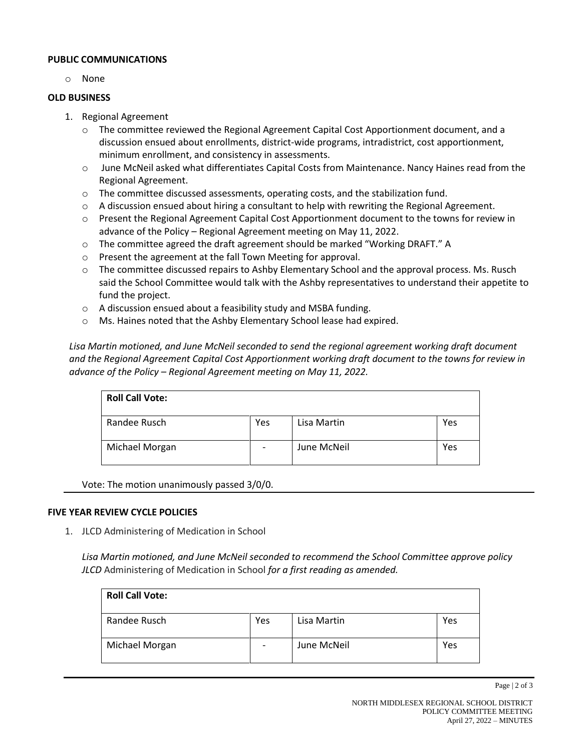**PUBLIC COMMUNICATIONS**

- None

**OLD BUSINESS**

1. Regional Agreement
   - The committee reviewed the Regional Agreement Capital Cost Apportionment document, and a discussion ensued about enrollments, district-wide programs, intradistrict, cost apportionment, minimum enrollment, and consistency in assessments.
   - June McNeil asked what differentiates Capital Costs from Maintenance. Nancy Haines read from the Regional Agreement.
   - The committee discussed assessments, operating costs, and the stabilization fund.
   - A discussion ensued about hiring a consultant to help with rewriting the Regional Agreement.
   - Present the Regional Agreement Capital Cost Apportionment document to the towns for review in advance of the Policy – Regional Agreement meeting on May 11, 2022.
   - The committee agreed the draft agreement should be marked "Working DRAFT." A
   - Present the agreement at the fall Town Meeting for approval.
   - The committee discussed repairs to Ashby Elementary School and the approval process. Ms. Rusch said the School Committee would talk with the Ashby representatives to understand their appetite to fund the project.
   - A discussion ensued about a feasibility study and MSBA funding.
   - Ms. Haines noted that the Ashby Elementary School lease had expired.

*Lisa Martin motioned, and June McNeil seconded to send the regional agreement working draft document and the Regional Agreement Capital Cost Apportionment working draft document to the towns for review in advance of the Policy – Regional Agreement meeting on May 11, 2022.*

| **Roll Call Vote:** | | | |
|---|---|---|---|
| Randee Rusch | Yes | Lisa Martin | Yes |
| Michael Morgan | - | June McNeil | Yes |

Vote: The motion unanimously passed 3/0/0.

**FIVE YEAR REVIEW CYCLE POLICIES**

1. JLCD Administering of Medication in School

*Lisa Martin motioned, and June McNeil seconded to recommend the School Committee approve policy JLCD* Administering of Medication in School *for a first reading as amended.*

| **Roll Call Vote:** | | | |
|---|---|---|---|
| Randee Rusch | Yes | Lisa Martin | Yes |
| Michael Morgan | - | June McNeil | Yes |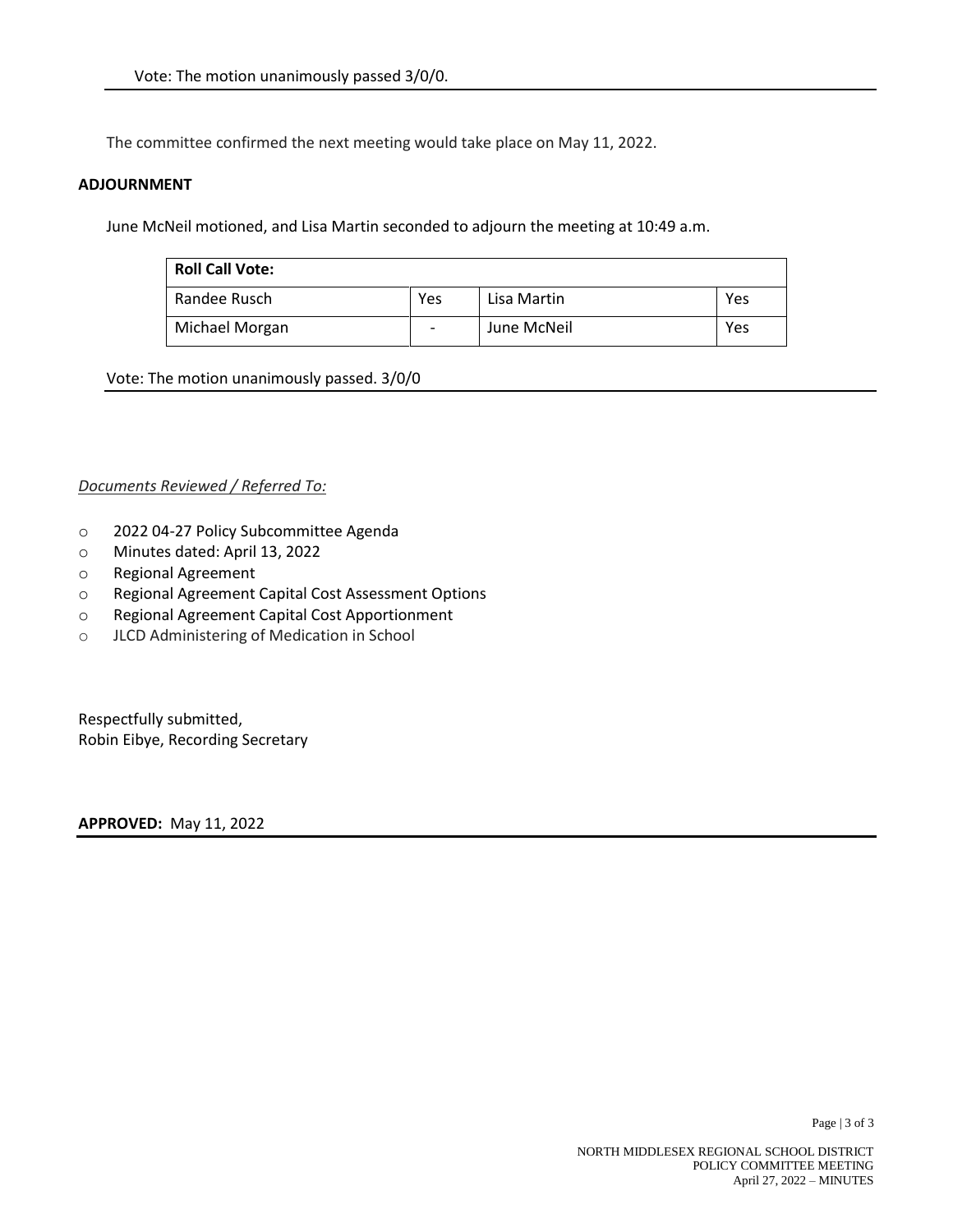Vote: The motion unanimously passed 3/0/0.

The committee confirmed the next meeting would take place on May 11, 2022.

**ADJOURNMENT**

June McNeil motioned, and Lisa Martin seconded to adjourn the meeting at 10:49 a.m.

| **Roll Call Vote:** | | | |
|---|---|---|---|
| Randee Rusch | Yes | Lisa Martin | Yes |
| Michael Morgan | - | June McNeil | Yes |

Vote: The motion unanimously passed. 3/0/0

*Documents Reviewed / Referred To:*

- 2022 04-27 Policy Subcommittee Agenda
- Minutes dated: April 13, 2022
- Regional Agreement
- Regional Agreement Capital Cost Assessment Options
- Regional Agreement Capital Cost Apportionment
- JLCD Administering of Medication in School

Respectfully submitted,
Robin Eibye, Recording Secretary

**APPROVED:** May 11, 2022